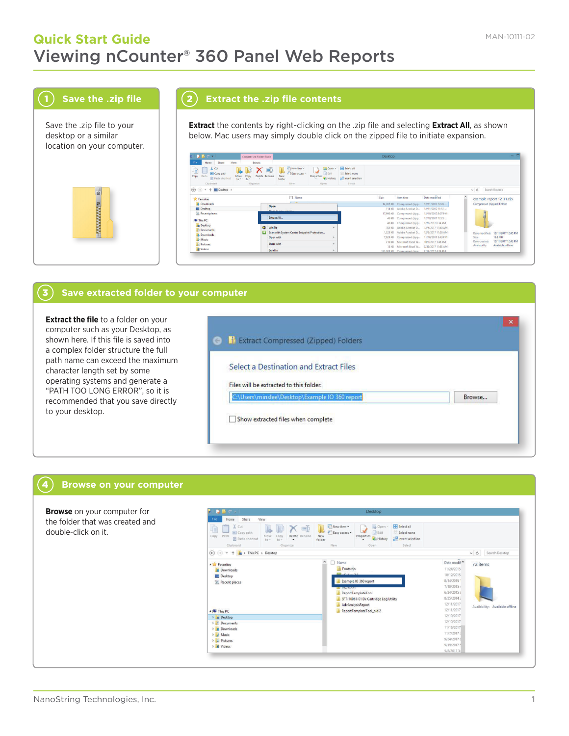# Quick Start Guide

MAN-10111-02

# Viewing nCounter® 360 Panel Web Reports

## 1 Save the .zip file

Save the .zip file to your desktop or a similar location on your computer.

## 2 Extract the .zip file contents

**Extract** the contents by right-clicking on the .zip file and selecting **Extract All**, as shown below. Mac users may simply double click on the zipped file to initiate expansion.

## 3 Save extracted folder to your computer

**Extract the file** to a folder on your computer such as your Desktop, as shown here. If this file is saved into a complex folder structure the full path name can exceed the maximum character length set by some operating systems and generate a "PATH TOO LONG ERROR", so it is recommended that you save directly to your desktop.

## 4 Browse on your computer

**Browse** on your computer for the folder that was created and double-click on it.

NanoString Technologies, Inc.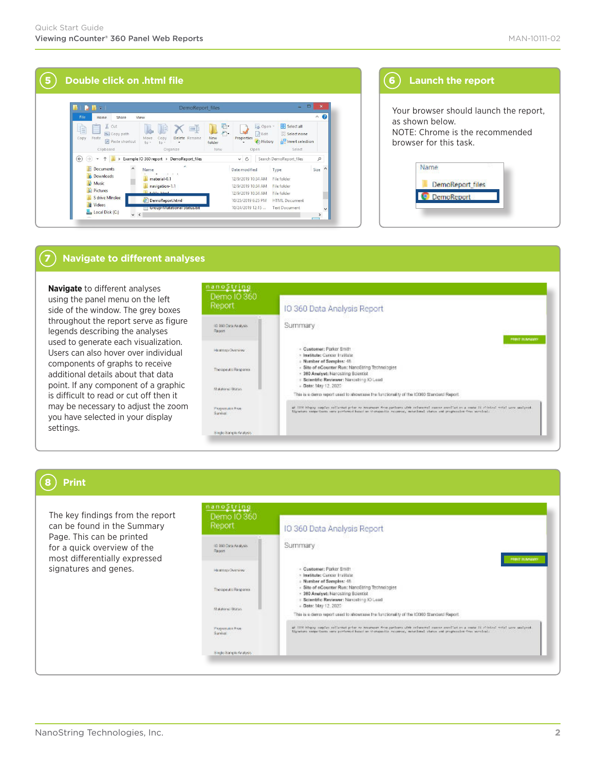## 5 Double click on .html file

## 6 Launch the report

Your browser should launch the report, as shown below.
NOTE: Chrome is the recommended browser for this task.

## 7 Navigate to different analyses

**Navigate** to different analyses using the panel menu on the left side of the window. The grey boxes throughout the report serve as figure legends describing the analyses used to generate each visualization. Users can also hover over individual components of graphs to receive additional details about that data point. If any component of a graphic is difficult to read or cut off then it may be necessary to adjust the zoom you have selected in your display settings.

## 8 Print

The key findings from the report can be found in the Summary Page. This can be printed for a quick overview of the most differentially expressed signatures and genes.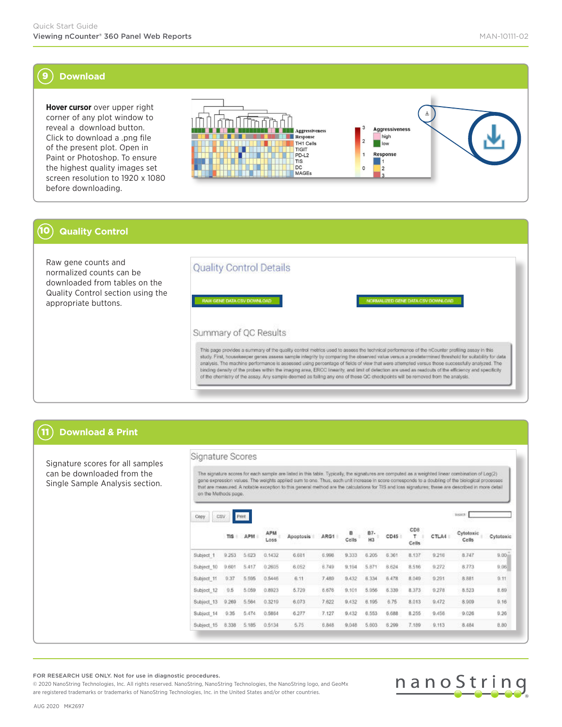## 9 Download

**Hover cursor** over upper right corner of any plot window to reveal a download button. Click to download a .png file of the present plot. Open in Paint or Photoshop. To ensure the highest quality images set screen resolution to 1920 x 1080 before downloading.

Aggressiveness
Response
TH1 Cells
TIGIT
PD-L2
TIS
DC
MAGEs

3
2
1
0

Aggressiveness
high
low

Response
1
2
3

## 10 Quality Control

Raw gene counts and normalized counts can be downloaded from tables on the Quality Control section using the appropriate buttons.

Quality Control Details

RAW GENE DATA CSV DOWNLOAD

NORMALIZED GENE DATA CSV DOWNLOAD

Summary of QC Results

This page provides a summary of the quality control metrics used to assess the technical performance of the nCounter profiling assay in this study. First, housekeeper genes assess sample integrity by comparing the observed value versus a predetermined threshold for suitability for data analysis. The machine performance is assessed using percentage of fields of view that were attempted versus those successfully analyzed. The binding density of the probes within the imaging area, ERCC linearity, and limit of detection are used as readouts of the efficiency and specificity of the chemistry of the assay. Any sample deemed as failing any one of these QC checkpoints will be removed from the analysis.

## 11 Download & Print

Signature scores for all samples can be downloaded from the Single Sample Analysis section.

Signature Scores

The signature scores for each sample are listed in this table. Typically, the signatures are computed as a weighted linear combination of Log(2) gene expression values. The weights applied sum to one. Thus, each unit increase in score corresponds to a doubling of the biological processes that are measured. A notable exception to this general method are the calculations for TIS and loss signatures; these are described in more detail on the Methods page.

Copy | CSV | Print

Search:

| | TIS | APM | APM Loss | Apoptosis | ARG1 | B Cells | B7-H3 | CD45 | CD8 T Cells | CTLA4 | Cytotoxic Cells | Cytotoxic |
|---|---|---|---|---|---|---|---|---|---|---|---|---|
| Subject_1 | 9.253 | 5.623 | 0.1432 | 6.681 | 6.998 | 9.333 | 6.205 | 6.361 | 8.137 | 9.218 | 8.747 | 9.00 |
| Subject_10 | 9.601 | 5.417 | 0.2605 | 6.052 | 6.749 | 9.194 | 5.871 | 6.624 | 8.516 | 9.272 | 8.773 | 9.06 |
| Subject_11 | 9.37 | 5.505 | 0.5446 | 6.11 | 7.489 | 9.432 | 6.334 | 6.478 | 8.049 | 9.291 | 8.881 | 9.11 |
| Subject_12 | 9.5 | 5.059 | 0.8923 | 5.729 | 6.676 | 9.101 | 5.956 | 6.339 | 8.373 | 9.278 | 8.523 | 8.69 |
| Subject_13 | 9.269 | 5.564 | 0.3219 | 6.073 | 7.622 | 9.432 | 6.195 | 6.75 | 8.013 | 9.472 | 8.909 | 9.16 |
| Subject_14 | 9.35 | 5.474 | 0.5864 | 6.277 | 7.127 | 9.432 | 6.553 | 6.688 | 8.255 | 9.456 | 9.026 | 9.26 |
| Subject_15 | 8.338 | 5.185 | 0.5134 | 5.75 | 6.848 | 9.048 | 5.803 | 6.299 | 7.189 | 9.113 | 8.484 | 8.80 |

FOR RESEARCH USE ONLY. Not for use in diagnostic procedures.

© 2020 NanoString Technologies, Inc. All rights reserved. NanoString, NanoString Technologies, the NanoString logo, and GeoMx are registered trademarks or trademarks of NanoString Technologies, Inc. in the United States and/or other countries.

AUG 2020 MK2697